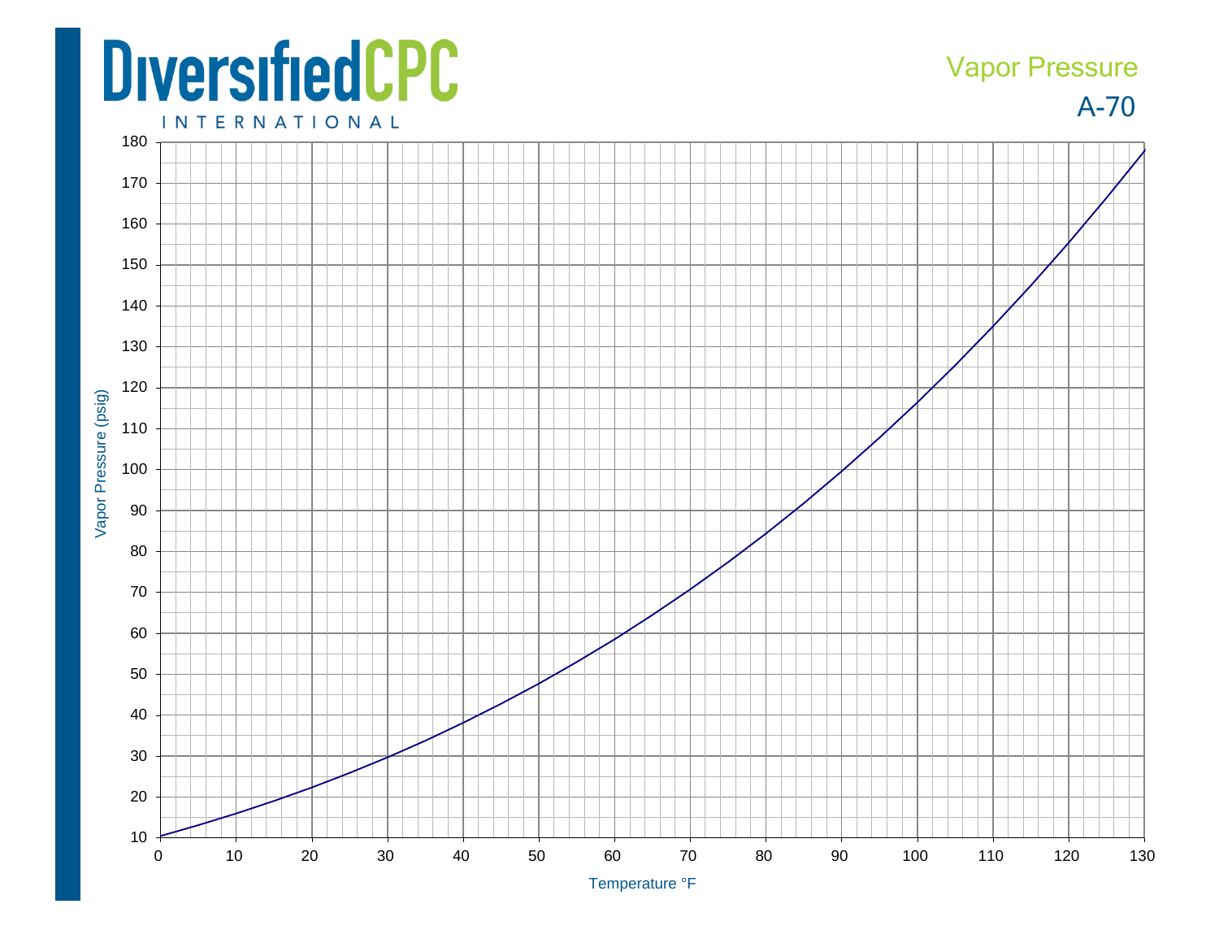# DiversifiedCPC INTERNATIONAL

## Vapor Pressure

## A-70

Vapor Pressure (psig)

180
170
160
150
140
130
120
110
100
90
80
70
60
50
40
30
20
10

0 10 20 30 40 50 60 70 80 90 100 110 120 130

Temperature °F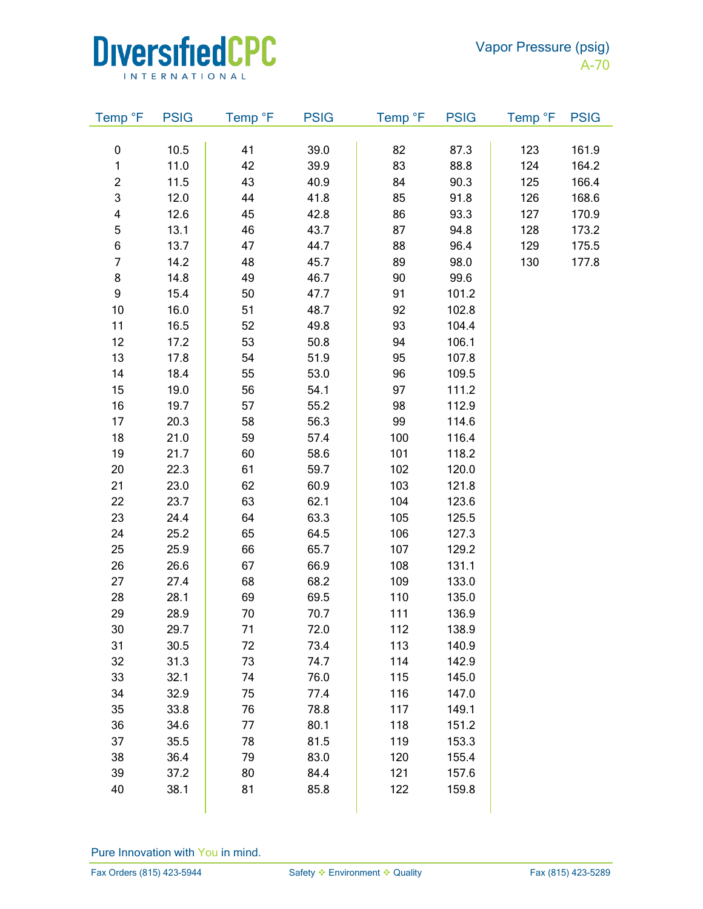# DiversifiedCPC INTERNATIONAL

Vapor Pressure (psig)
A-70

| Temp °F | PSIG | Temp °F | PSIG | Temp °F | PSIG | Temp °F | PSIG |
|---|---|---|---|---|---|---|---|
| 0 | 10.5 | 41 | 39.0 | 82 | 87.3 | 123 | 161.9 |
| 1 | 11.0 | 42 | 39.9 | 83 | 88.8 | 124 | 164.2 |
| 2 | 11.5 | 43 | 40.9 | 84 | 90.3 | 125 | 166.4 |
| 3 | 12.0 | 44 | 41.8 | 85 | 91.8 | 126 | 168.6 |
| 4 | 12.6 | 45 | 42.8 | 86 | 93.3 | 127 | 170.9 |
| 5 | 13.1 | 46 | 43.7 | 87 | 94.8 | 128 | 173.2 |
| 6 | 13.7 | 47 | 44.7 | 88 | 96.4 | 129 | 175.5 |
| 7 | 14.2 | 48 | 45.7 | 89 | 98.0 | 130 | 177.8 |
| 8 | 14.8 | 49 | 46.7 | 90 | 99.6 | | |
| 9 | 15.4 | 50 | 47.7 | 91 | 101.2 | | |
| 10 | 16.0 | 51 | 48.7 | 92 | 102.8 | | |
| 11 | 16.5 | 52 | 49.8 | 93 | 104.4 | | |
| 12 | 17.2 | 53 | 50.8 | 94 | 106.1 | | |
| 13 | 17.8 | 54 | 51.9 | 95 | 107.8 | | |
| 14 | 18.4 | 55 | 53.0 | 96 | 109.5 | | |
| 15 | 19.0 | 56 | 54.1 | 97 | 111.2 | | |
| 16 | 19.7 | 57 | 55.2 | 98 | 112.9 | | |
| 17 | 20.3 | 58 | 56.3 | 99 | 114.6 | | |
| 18 | 21.0 | 59 | 57.4 | 100 | 116.4 | | |
| 19 | 21.7 | 60 | 58.6 | 101 | 118.2 | | |
| 20 | 22.3 | 61 | 59.7 | 102 | 120.0 | | |
| 21 | 23.0 | 62 | 60.9 | 103 | 121.8 | | |
| 22 | 23.7 | 63 | 62.1 | 104 | 123.6 | | |
| 23 | 24.4 | 64 | 63.3 | 105 | 125.5 | | |
| 24 | 25.2 | 65 | 64.5 | 106 | 127.3 | | |
| 25 | 25.9 | 66 | 65.7 | 107 | 129.2 | | |
| 26 | 26.6 | 67 | 66.9 | 108 | 131.1 | | |
| 27 | 27.4 | 68 | 68.2 | 109 | 133.0 | | |
| 28 | 28.1 | 69 | 69.5 | 110 | 135.0 | | |
| 29 | 28.9 | 70 | 70.7 | 111 | 136.9 | | |
| 30 | 29.7 | 71 | 72.0 | 112 | 138.9 | | |
| 31 | 30.5 | 72 | 73.4 | 113 | 140.9 | | |
| 32 | 31.3 | 73 | 74.7 | 114 | 142.9 | | |
| 33 | 32.1 | 74 | 76.0 | 115 | 145.0 | | |
| 34 | 32.9 | 75 | 77.4 | 116 | 147.0 | | |
| 35 | 33.8 | 76 | 78.8 | 117 | 149.1 | | |
| 36 | 34.6 | 77 | 80.1 | 118 | 151.2 | | |
| 37 | 35.5 | 78 | 81.5 | 119 | 153.3 | | |
| 38 | 36.4 | 79 | 83.0 | 120 | 155.4 | | |
| 39 | 37.2 | 80 | 84.4 | 121 | 157.6 | | |
| 40 | 38.1 | 81 | 85.8 | 122 | 159.8 | | |

Pure Innovation with You in mind.

Fax Orders (815) 423-5944 | Safety ❖ Environment ❖ Quality | Fax (815) 423-5289